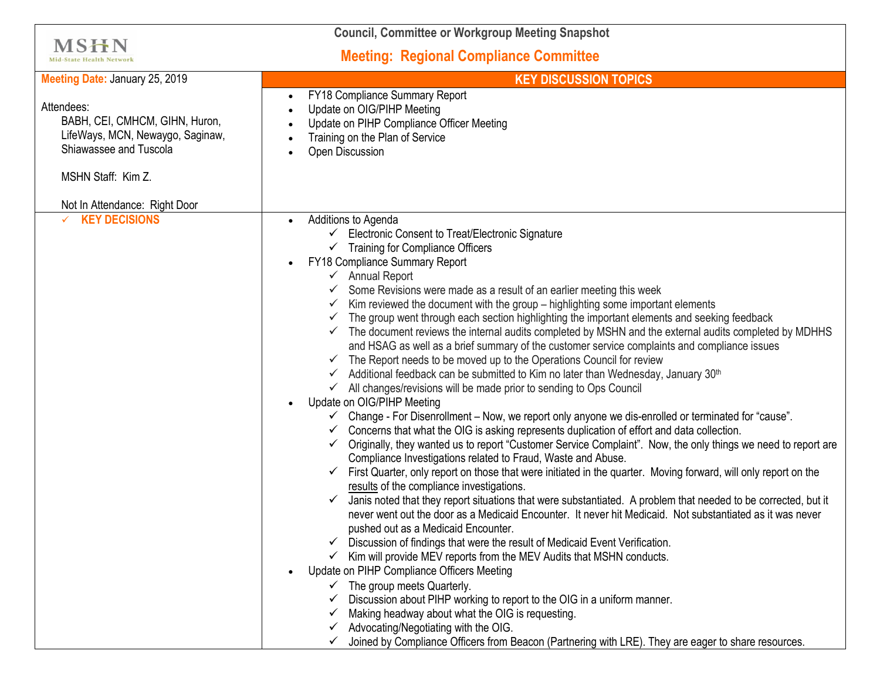MSHN
Mid-State Health Network

## Council, Committee or Workgroup Meeting Snapshot

## Meeting: Regional Compliance Committee

**Meeting Date:** January 25, 2019

Attendees:
BABH, CEI, CMHCM, GIHN, Huron, LifeWays, MCN, Newaygo, Saginaw, Shiawassee and Tuscola

MSHN Staff: Kim Z.

Not In Attendance: Right Door

### KEY DISCUSSION TOPICS

- FY18 Compliance Summary Report
- Update on OIG/PIHP Meeting
- Update on PIHP Compliance Officer Meeting
- Training on the Plan of Service
- Open Discussion

### ✓ KEY DECISIONS

- Additions to Agenda
  - ✓ Electronic Consent to Treat/Electronic Signature
  - ✓ Training for Compliance Officers
- FY18 Compliance Summary Report
  - ✓ Annual Report
  - ✓ Some Revisions were made as a result of an earlier meeting this week
  - ✓ Kim reviewed the document with the group – highlighting some important elements
  - ✓ The group went through each section highlighting the important elements and seeking feedback
  - ✓ The document reviews the internal audits completed by MSHN and the external audits completed by MDHHS and HSAG as well as a brief summary of the customer service complaints and compliance issues
  - ✓ The Report needs to be moved up to the Operations Council for review
  - ✓ Additional feedback can be submitted to Kim no later than Wednesday, January 30th
  - ✓ All changes/revisions will be made prior to sending to Ops Council
- Update on OIG/PIHP Meeting
  - ✓ Change - For Disenrollment – Now, we report only anyone we dis-enrolled or terminated for "cause".
  - ✓ Concerns that what the OIG is asking represents duplication of effort and data collection.
  - ✓ Originally, they wanted us to report "Customer Service Complaint". Now, the only things we need to report are Compliance Investigations related to Fraud, Waste and Abuse.
  - ✓ First Quarter, only report on those that were initiated in the quarter. Moving forward, will only report on the results of the compliance investigations.
  - ✓ Janis noted that they report situations that were substantiated. A problem that needed to be corrected, but it never went out the door as a Medicaid Encounter. It never hit Medicaid. Not substantiated as it was never pushed out as a Medicaid Encounter.
  - ✓ Discussion of findings that were the result of Medicaid Event Verification.
  - ✓ Kim will provide MEV reports from the MEV Audits that MSHN conducts.
- Update on PIHP Compliance Officers Meeting
  - ✓ The group meets Quarterly.
  - ✓ Discussion about PIHP working to report to the OIG in a uniform manner.
  - ✓ Making headway about what the OIG is requesting.
  - ✓ Advocating/Negotiating with the OIG.
  - ✓ Joined by Compliance Officers from Beacon (Partnering with LRE). They are eager to share resources.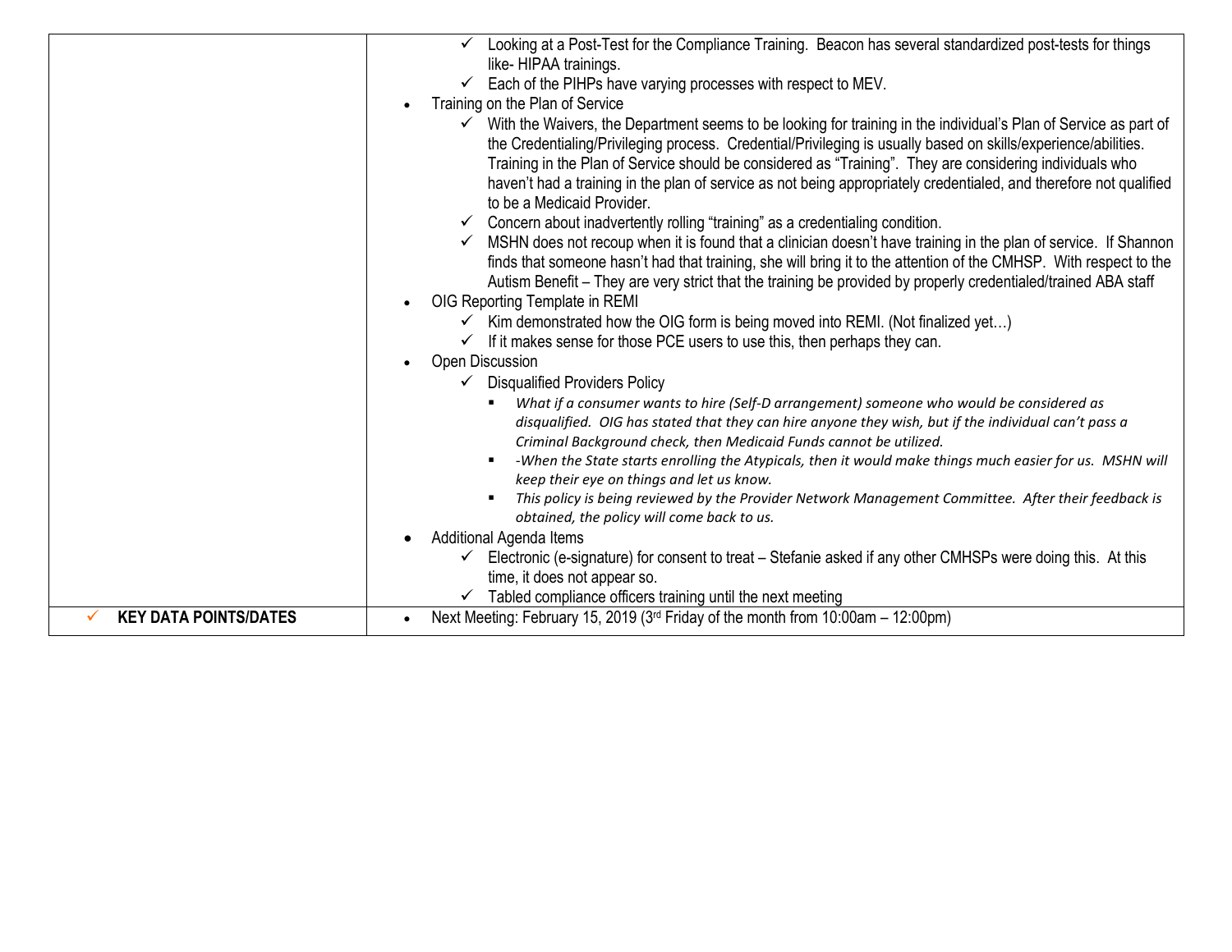| | |
|---|---|
| | ✓ Looking at a Post-Test for the Compliance Training. Beacon has several standardized post-tests for things like- HIPAA trainings.<br>✓ Each of the PIHPs have varying processes with respect to MEV.<br>• Training on the Plan of Service<br>✓ With the Waivers, the Department seems to be looking for training in the individual's Plan of Service as part of the Credentialing/Privileging process. Credential/Privileging is usually based on skills/experience/abilities. Training in the Plan of Service should be considered as "Training". They are considering individuals who haven't had a training in the plan of service as not being appropriately credentialed, and therefore not qualified to be a Medicaid Provider.<br>✓ Concern about inadvertently rolling "training" as a credentialing condition.<br>✓ MSHN does not recoup when it is found that a clinician doesn't have training in the plan of service. If Shannon finds that someone hasn't had that training, she will bring it to the attention of the CMHSP. With respect to the Autism Benefit – They are very strict that the training be provided by properly credentialed/trained ABA staff<br>• OIG Reporting Template in REMI<br>✓ Kim demonstrated how the OIG form is being moved into REMI. (Not finalized yet…)<br>✓ If it makes sense for those PCE users to use this, then perhaps they can.<br>• Open Discussion<br>✓ Disqualified Providers Policy<br>▪ *What if a consumer wants to hire (Self-D arrangement) someone who would be considered as disqualified. OIG has stated that they can hire anyone they wish, but if the individual can't pass a Criminal Background check, then Medicaid Funds cannot be utilized.*<br>▪ *-When the State starts enrolling the Atypicals, then it would make things much easier for us. MSHN will keep their eye on things and let us know.*<br>▪ *This policy is being reviewed by the Provider Network Management Committee. After their feedback is obtained, the policy will come back to us.*<br>• Additional Agenda Items<br>✓ Electronic (e-signature) for consent to treat – Stefanie asked if any other CMHSPs were doing this. At this time, it does not appear so.<br>✓ Tabled compliance officers training until the next meeting |
| ✓ **KEY DATA POINTS/DATES** | • Next Meeting: February 15, 2019 (3rd Friday of the month from 10:00am – 12:00pm) |